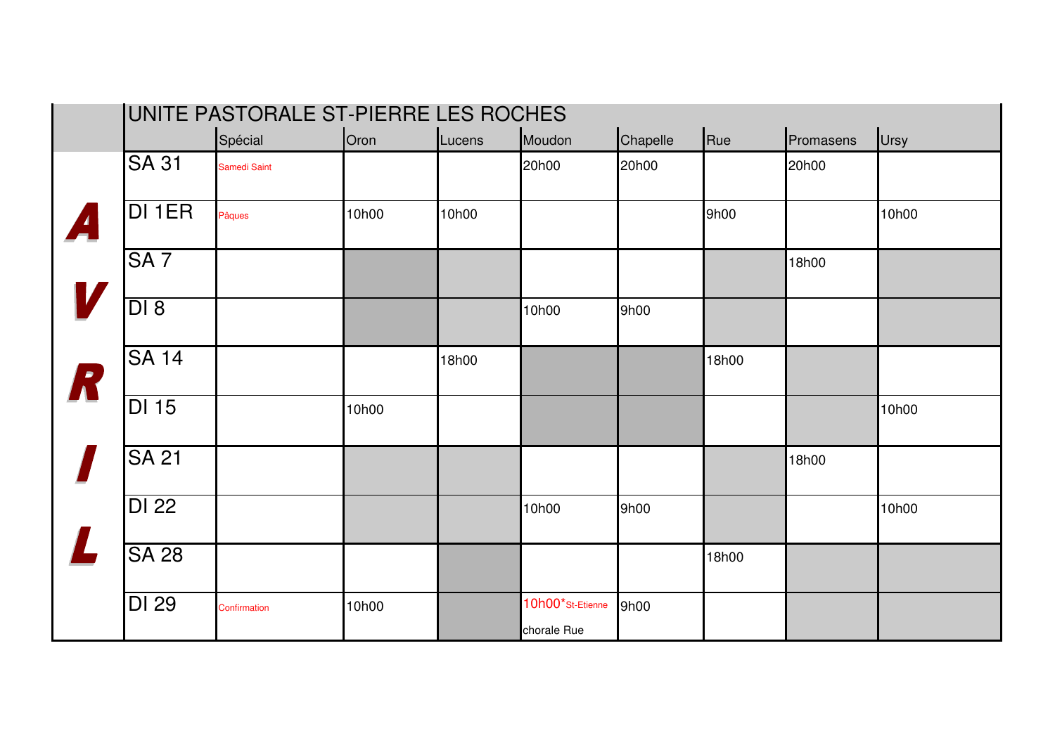# UNITE PASTORALE ST-PIERRE LES ROCHES

| AVRIL | | Spécial | Oron | Lucens | Moudon | Chapelle | Rue | Promasens | Ursy |
|---|---|---|---|---|---|---|---|---|---|
| | SA 31 | Samedi Saint | | | 20h00 | 20h00 | | 20h00 | |
| | DI 1ER | Pâques | 10h00 | 10h00 | | | 9h00 | | 10h00 |
| | SA 7 | | | | | | | 18h00 | |
| | DI 8 | | | | 10h00 | 9h00 | | | |
| | SA 14 | | | 18h00 | | | 18h00 | | |
| | DI 15 | | 10h00 | | | | | | 10h00 |
| | SA 21 | | | | | | | 18h00 | |
| | DI 22 | | | | 10h00 | 9h00 | | | 10h00 |
| | SA 28 | | | | | | 18h00 | | |
| | DI 29 | Confirmation | 10h00 | | 10h00*St-Etienne chorale Rue | 9h00 | | | |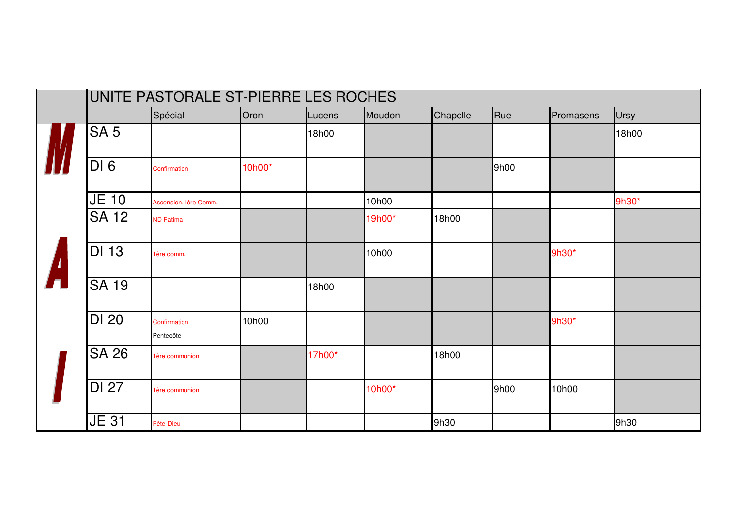# UNITE PASTORALE ST-PIERRE LES ROCHES

**MAI**

| | Spécial | Oron | Lucens | Moudon | Chapelle | Rue | Promasens | Ursy |
|---|---|---|---|---|---|---|---|---|
| SA 5 | | | 18h00 | | | | | 18h00 |
| DI 6 | Confirmation | 10h00* | | | | 9h00 | | |
| JE 10 | Ascension, lère Comm. | | | 10h00 | | | | 9h30* |
| SA 12 | ND Fatima | | | 19h00* | 18h00 | | | |
| DI 13 | 1ère comm. | | | 10h00 | | | 9h30* | |
| SA 19 | | | 18h00 | | | | | |
| DI 20 | Confirmation Pentecôte | 10h00 | | | | | 9h30* | |
| SA 26 | 1ère communion | | 17h00* | | 18h00 | | | |
| DI 27 | 1ère communion | | | 10h00* | | 9h00 | 10h00 | |
| JE 31 | Fête-Dieu | | | | 9h30 | | | 9h30 |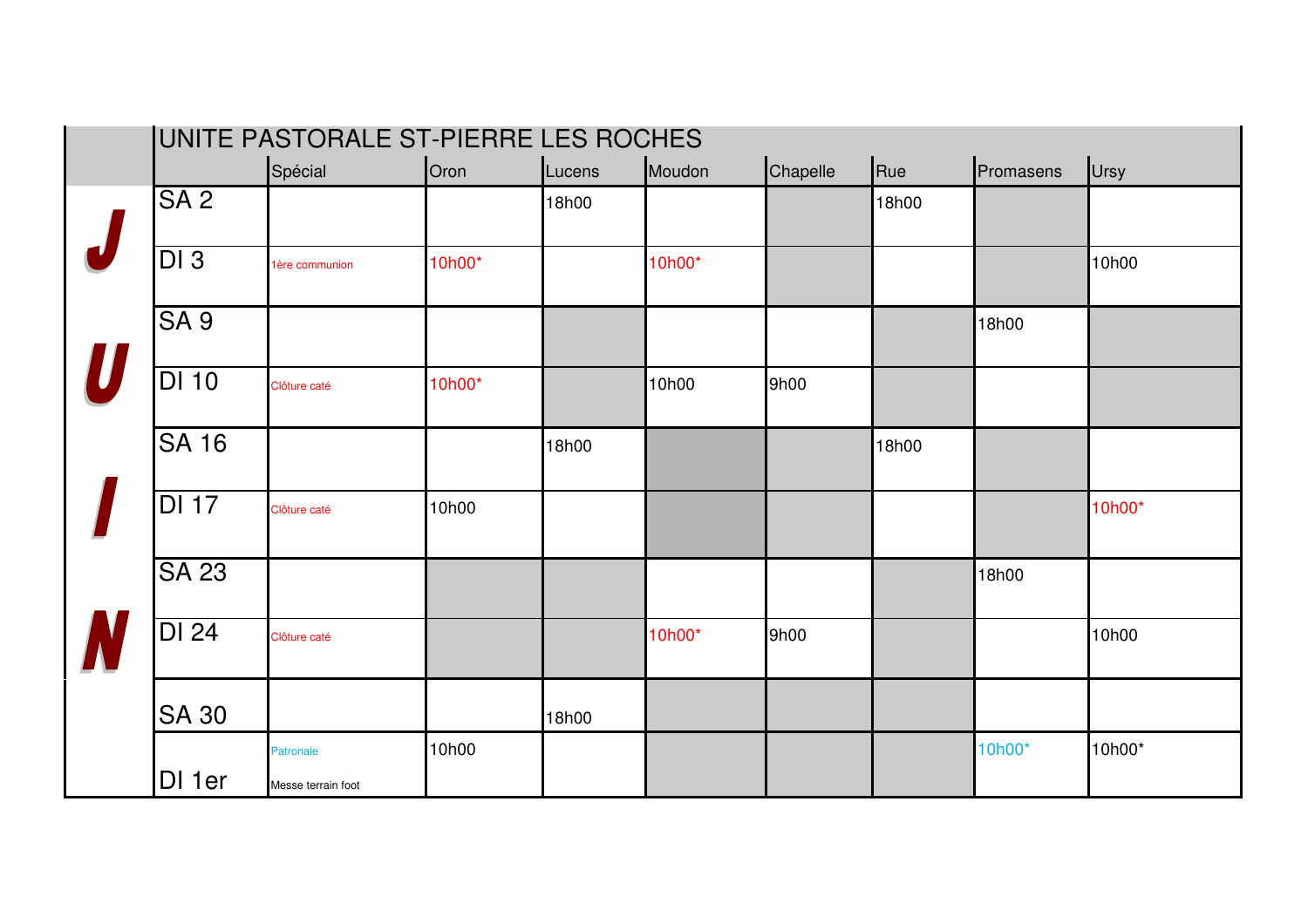| JUIN | UNITE PASTORALE ST-PIERRE LES ROCHES | | | | | | | | |
|---|---|---|---|---|---|---|---|---|---|
| | | Spécial | Oron | Lucens | Moudon | Chapelle | Rue | Promasens | Ursy |
| J | SA 2 | | | 18h00 | | | 18h00 | | |
| | DI 3 | 1ère communion | 10h00* | | 10h00* | | | | 10h00 |
| U | SA 9 | | | | | | | 18h00 | |
| | DI 10 | Clôture caté | 10h00* | | 10h00 | 9h00 | | | |
| I | SA 16 | | | 18h00 | | | 18h00 | | |
| | DI 17 | Clôture caté | 10h00 | | | | | | 10h00* |
| N | SA 23 | | | | | | | 18h00 | |
| | DI 24 | Clôture caté | | | 10h00* | 9h00 | | | 10h00 |
| | SA 30 | | | 18h00 | | | | | |
| | DI 1er | Patronale Messe terrain foot | 10h00 | | | | | 10h00* | 10h00* |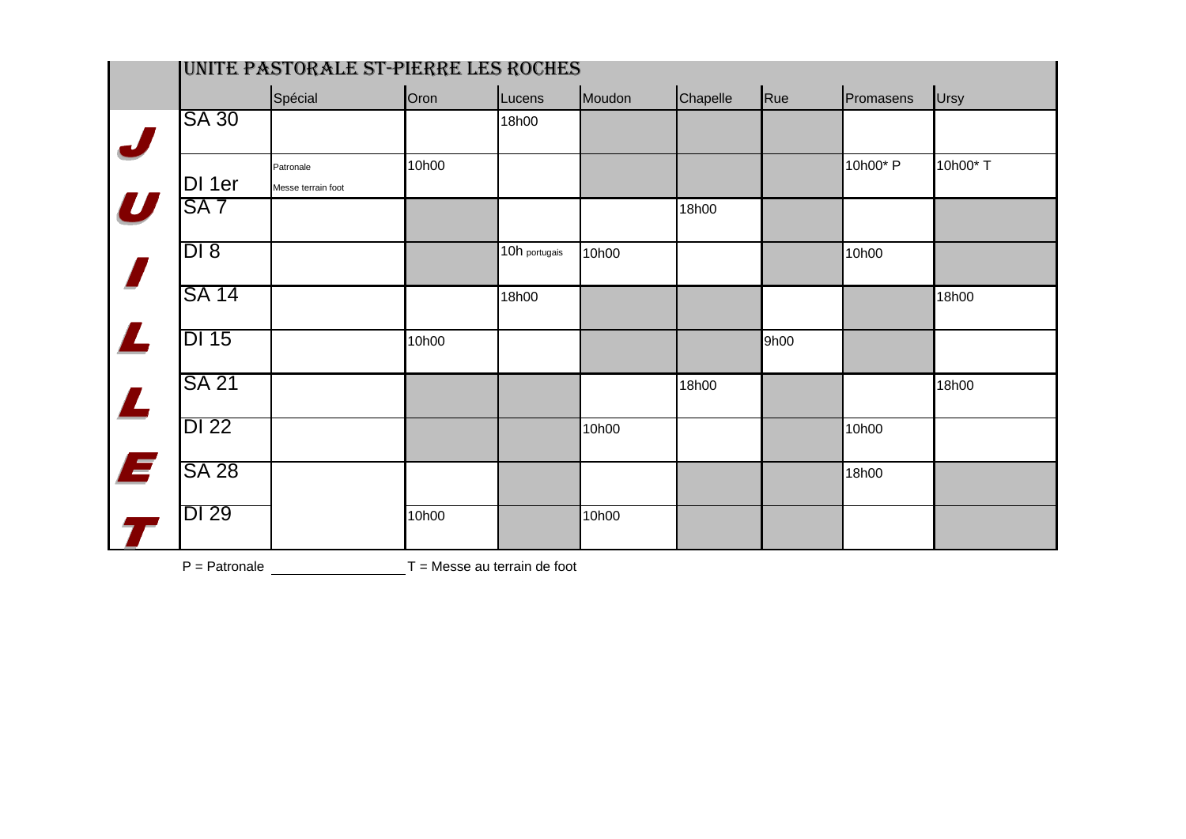# UNITE PASTORALE ST-PIERRE LES ROCHES

## JUILLET

| | Spécial | Oron | Lucens | Moudon | Chapelle | Rue | Promasens | Ursy |
|---|---|---|---|---|---|---|---|---|
| SA 30 | | | 18h00 | | | | | |
| DI 1er | Patronale Messe terrain foot | 10h00 | | | | | 10h00* P | 10h00* T |
| SA 7 | | | | | 18h00 | | | |
| DI 8 | | | 10h portugais | 10h00 | | | 10h00 | |
| SA 14 | | | 18h00 | | | | | 18h00 |
| DI 15 | | 10h00 | | | | 9h00 | | |
| SA 21 | | | | | 18h00 | | | 18h00 |
| DI 22 | | | | 10h00 | | | 10h00 | |
| SA 28 | | | | | | | 18h00 | |
| DI 29 | | 10h00 | | 10h00 | | | | |

P = Patronale T = Messe au terrain de foot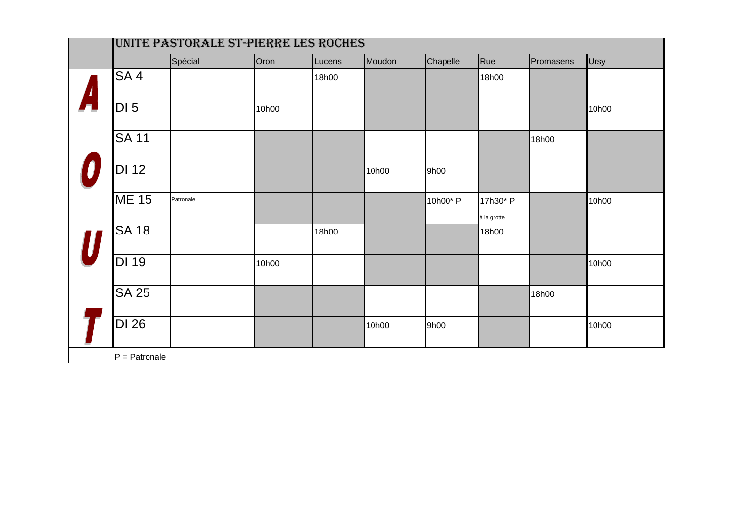# UNITE PASTORALE ST-PIERRE LES ROCHES

| AOUT | | Spécial | Oron | Lucens | Moudon | Chapelle | Rue | Promasens | Ursy |
|---|---|---|---|---|---|---|---|---|---|
| | SA 4 | | | 18h00 | | | 18h00 | | |
| | DI 5 | | 10h00 | | | | | | 10h00 |
| | SA 11 | | | | | | | 18h00 | |
| | DI 12 | | | | 10h00 | 9h00 | | | |
| | ME 15 | Patronale | | | | 10h00* P | 17h30* P à la grotte | | 10h00 |
| | SA 18 | | | 18h00 | | | 18h00 | | |
| | DI 19 | | 10h00 | | | | | | 10h00 |
| | SA 25 | | | | | | | 18h00 | |
| | DI 26 | | | | 10h00 | 9h00 | | | 10h00 |

P = Patronale